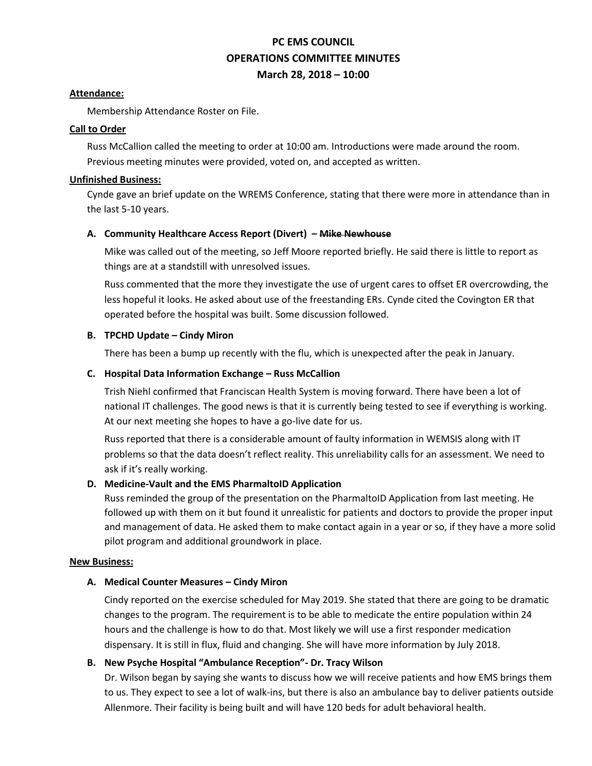# PC EMS COUNCIL
# OPERATIONS COMMITTEE MINUTES
# March 28, 2018 – 10:00

**Attendance:**

Membership Attendance Roster on File.

**Call to Order**

Russ McCallion called the meeting to order at 10:00 am. Introductions were made around the room. Previous meeting minutes were provided, voted on, and accepted as written.

**Unfinished Business:**

Cynde gave an brief update on the WREMS Conference, stating that there were more in attendance than in the last 5-10 years.

**A. Community Healthcare Access Report (Divert) – ~~Mike Newhouse~~**

Mike was called out of the meeting, so Jeff Moore reported briefly. He said there is little to report as things are at a standstill with unresolved issues.

Russ commented that the more they investigate the use of urgent cares to offset ER overcrowding, the less hopeful it looks. He asked about use of the freestanding ERs. Cynde cited the Covington ER that operated before the hospital was built. Some discussion followed.

**B. TPCHD Update – Cindy Miron**

There has been a bump up recently with the flu, which is unexpected after the peak in January.

**C. Hospital Data Information Exchange – Russ McCallion**

Trish Niehl confirmed that Franciscan Health System is moving forward. There have been a lot of national IT challenges. The good news is that it is currently being tested to see if everything is working. At our next meeting she hopes to have a go-live date for us.

Russ reported that there is a considerable amount of faulty information in WEMSIS along with IT problems so that the data doesn't reflect reality. This unreliability calls for an assessment. We need to ask if it's really working.

**D. Medicine-Vault and the EMS PharmaltoID Application**

Russ reminded the group of the presentation on the PharmaltoID Application from last meeting. He followed up with them on it but found it unrealistic for patients and doctors to provide the proper input and management of data. He asked them to make contact again in a year or so, if they have a more solid pilot program and additional groundwork in place.

**New Business:**

**A. Medical Counter Measures – Cindy Miron**

Cindy reported on the exercise scheduled for May 2019. She stated that there are going to be dramatic changes to the program. The requirement is to be able to medicate the entire population within 24 hours and the challenge is how to do that. Most likely we will use a first responder medication dispensary. It is still in flux, fluid and changing. She will have more information by July 2018.

**B. New Psyche Hospital "Ambulance Reception"- Dr. Tracy Wilson**

Dr. Wilson began by saying she wants to discuss how we will receive patients and how EMS brings them to us. They expect to see a lot of walk-ins, but there is also an ambulance bay to deliver patients outside Allenmore. Their facility is being built and will have 120 beds for adult behavioral health.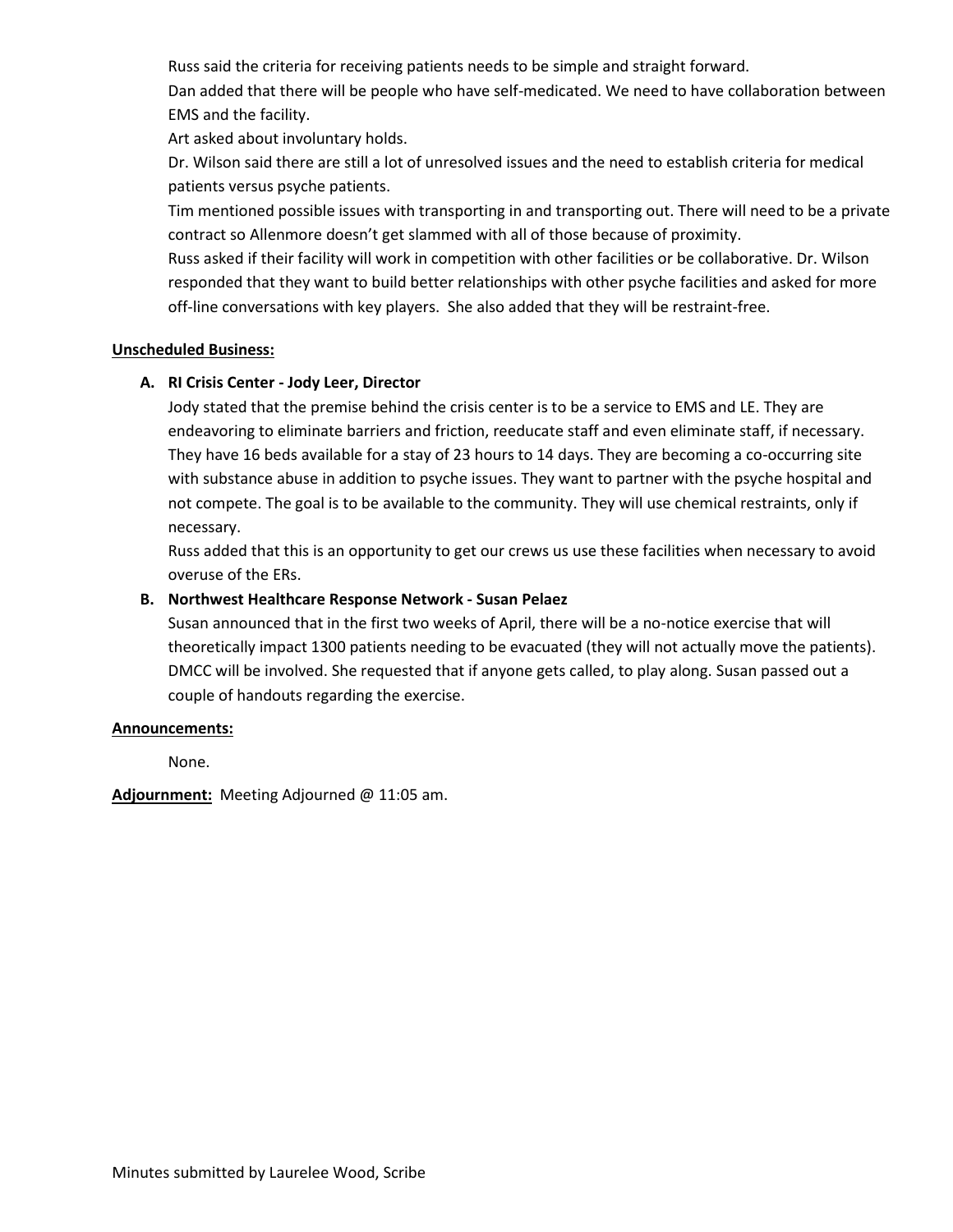Russ said the criteria for receiving patients needs to be simple and straight forward.

Dan added that there will be people who have self-medicated. We need to have collaboration between EMS and the facility.

Art asked about involuntary holds.

Dr. Wilson said there are still a lot of unresolved issues and the need to establish criteria for medical patients versus psyche patients.

Tim mentioned possible issues with transporting in and transporting out. There will need to be a private contract so Allenmore doesn't get slammed with all of those because of proximity.

Russ asked if their facility will work in competition with other facilities or be collaborative. Dr. Wilson responded that they want to build better relationships with other psyche facilities and asked for more off-line conversations with key players. She also added that they will be restraint-free.

**Unscheduled Business:**

**A. RI Crisis Center - Jody Leer, Director**

Jody stated that the premise behind the crisis center is to be a service to EMS and LE. They are endeavoring to eliminate barriers and friction, reeducate staff and even eliminate staff, if necessary. They have 16 beds available for a stay of 23 hours to 14 days. They are becoming a co-occurring site with substance abuse in addition to psyche issues. They want to partner with the psyche hospital and not compete. The goal is to be available to the community. They will use chemical restraints, only if necessary.

Russ added that this is an opportunity to get our crews us use these facilities when necessary to avoid overuse of the ERs.

**B. Northwest Healthcare Response Network - Susan Pelaez**

Susan announced that in the first two weeks of April, there will be a no-notice exercise that will theoretically impact 1300 patients needing to be evacuated (they will not actually move the patients). DMCC will be involved. She requested that if anyone gets called, to play along. Susan passed out a couple of handouts regarding the exercise.

**Announcements:**

None.

**Adjournment:** Meeting Adjourned @ 11:05 am.

Minutes submitted by Laurelee Wood, Scribe